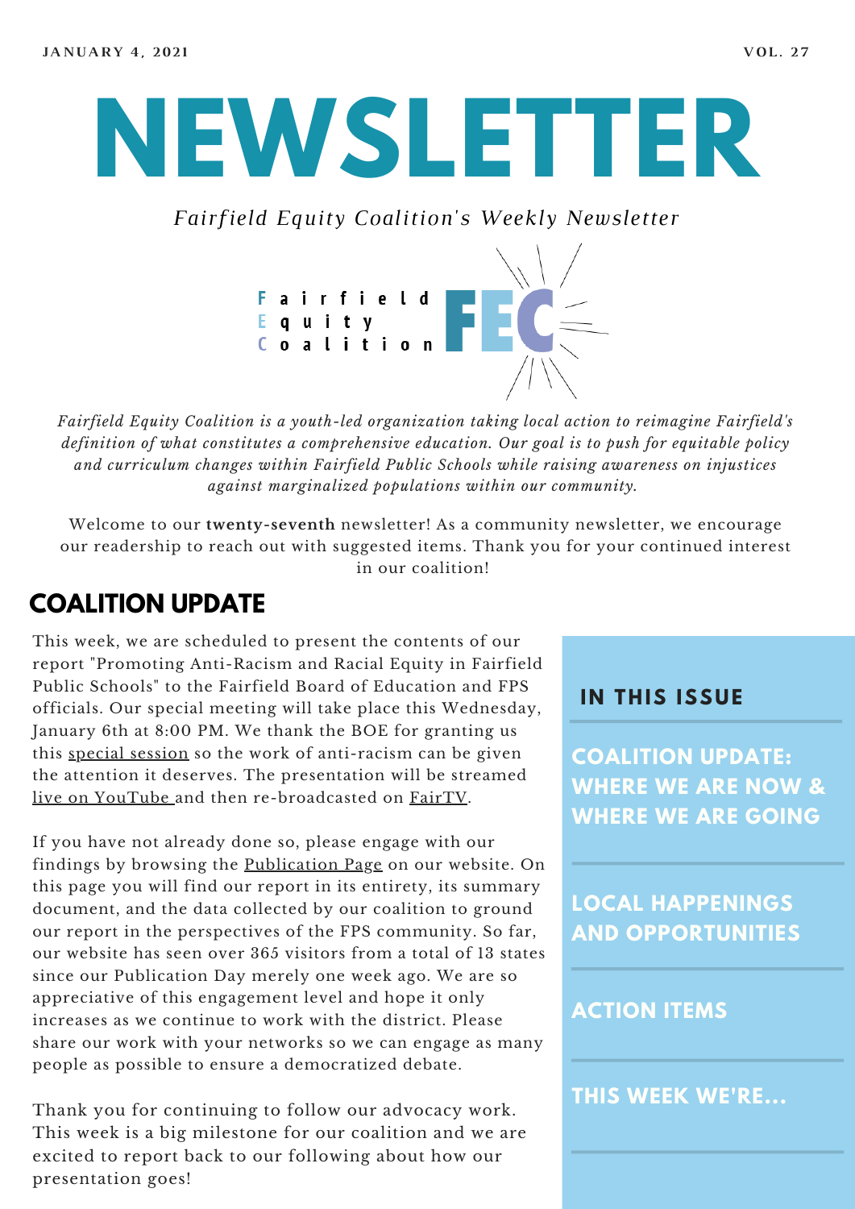JANUARY 4, 2021 VOL. 27

# NEWSLETTER

*Fairfield Equity Coalition's Weekly Newsletter*

Fairfield Equity Coalition FEC

*Fairfield Equity Coalition is a youth-led organization taking local action to reimagine Fairfield's definition of what constitutes a comprehensive education. Our goal is to push for equitable policy and curriculum changes within Fairfield Public Schools while raising awareness on injustices against marginalized populations within our community.*

Welcome to our **twenty-seventh** newsletter! As a community newsletter, we encourage our readership to reach out with suggested items. Thank you for your continued interest in our coalition!

## COALITION UPDATE

This week, we are scheduled to present the contents of our report "Promoting Anti-Racism and Racial Equity in Fairfield Public Schools" to the Fairfield Board of Education and FPS officials. Our special meeting will take place this Wednesday, January 6th at 8:00 PM. We thank the BOE for granting us this special session so the work of anti-racism can be given the attention it deserves. The presentation will be streamed live on YouTube and then re-broadcasted on FairTV.

If you have not already done so, please engage with our findings by browsing the Publication Page on our website. On this page you will find our report in its entirety, its summary document, and the data collected by our coalition to ground our report in the perspectives of the FPS community. So far, our website has seen over 365 visitors from a total of 13 states since our Publication Day merely one week ago. We are so appreciative of this engagement level and hope it only increases as we continue to work with the district. Please share our work with your networks so we can engage as many people as possible to ensure a democratized debate.

Thank you for continuing to follow our advocacy work. This week is a big milestone for our coalition and we are excited to report back to our following about how our presentation goes!

### IN THIS ISSUE

- COALITION UPDATE: WHERE WE ARE NOW & WHERE WE ARE GOING
- LOCAL HAPPENINGS AND OPPORTUNITIES
- ACTION ITEMS
- THIS WEEK WE'RE...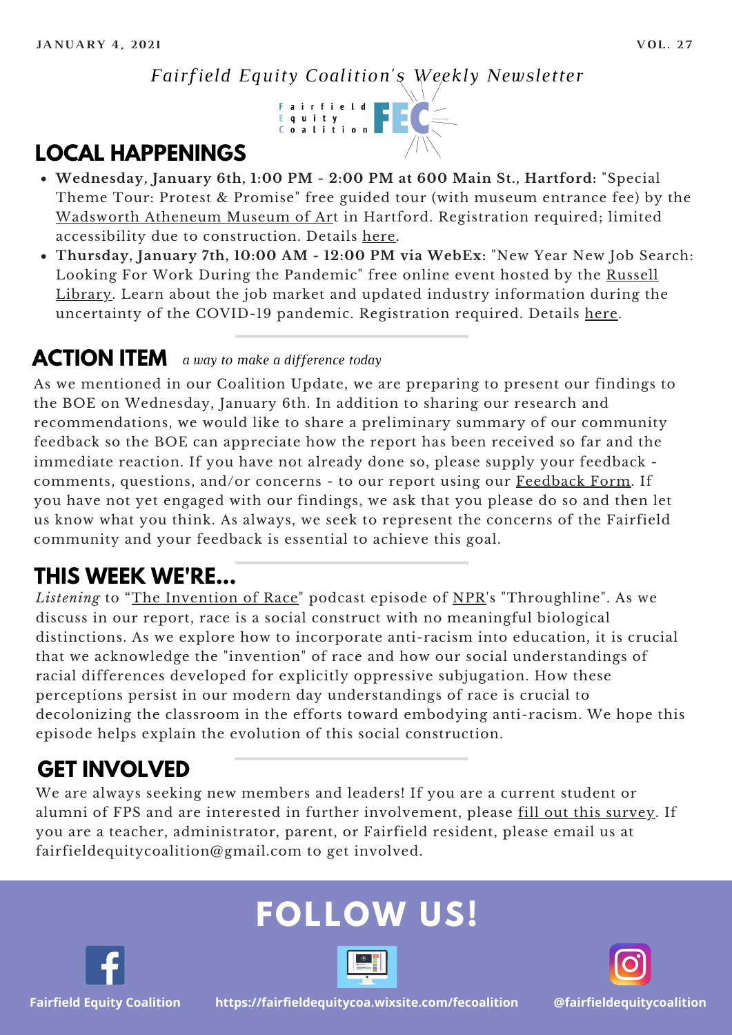JANUARY 4, 2021 VOL. 27

*Fairfield Equity Coalition's Weekly Newsletter*

Fairfield Equity Coalition FEC

## LOCAL HAPPENINGS

- **Wednesday, January 6th, 1:00 PM - 2:00 PM at 600 Main St., Hartford:** "Special Theme Tour: Protest & Promise" free guided tour (with museum entrance fee) by the Wadsworth Atheneum Museum of Art in Hartford. Registration required; limited accessibility due to construction. Details here.
- **Thursday, January 7th, 10:00 AM - 12:00 PM via WebEx:** "New Year New Job Search: Looking For Work During the Pandemic" free online event hosted by the Russell Library. Learn about the job market and updated industry information during the uncertainty of the COVID-19 pandemic. Registration required. Details here.

## ACTION ITEM *a way to make a difference today*

As we mentioned in our Coalition Update, we are preparing to present our findings to the BOE on Wednesday, January 6th. In addition to sharing our research and recommendations, we would like to share a preliminary summary of our community feedback so the BOE can appreciate how the report has been received so far and the immediate reaction. If you have not already done so, please supply your feedback - comments, questions, and/or concerns - to our report using our Feedback Form. If you have not yet engaged with our findings, we ask that you please do so and then let us know what you think. As always, we seek to represent the concerns of the Fairfield community and your feedback is essential to achieve this goal.

## THIS WEEK WE'RE...

*Listening* to "The Invention of Race" podcast episode of NPR's "Throughline". As we discuss in our report, race is a social construct with no meaningful biological distinctions. As we explore how to incorporate anti-racism into education, it is crucial that we acknowledge the "invention" of race and how our social understandings of racial differences developed for explicitly oppressive subjugation. How these perceptions persist in our modern day understandings of race is crucial to decolonizing the classroom in the efforts toward embodying anti-racism. We hope this episode helps explain the evolution of this social construction.

## GET INVOLVED

We are always seeking new members and leaders! If you are a current student or alumni of FPS and are interested in further involvement, please fill out this survey. If you are a teacher, administrator, parent, or Fairfield resident, please email us at fairfieldequitycoalition@gmail.com to get involved.

## FOLLOW US!

Fairfield Equity Coalition

https://fairfieldequitycoa.wixsite.com/fecoalition

@fairfieldequitycoalition